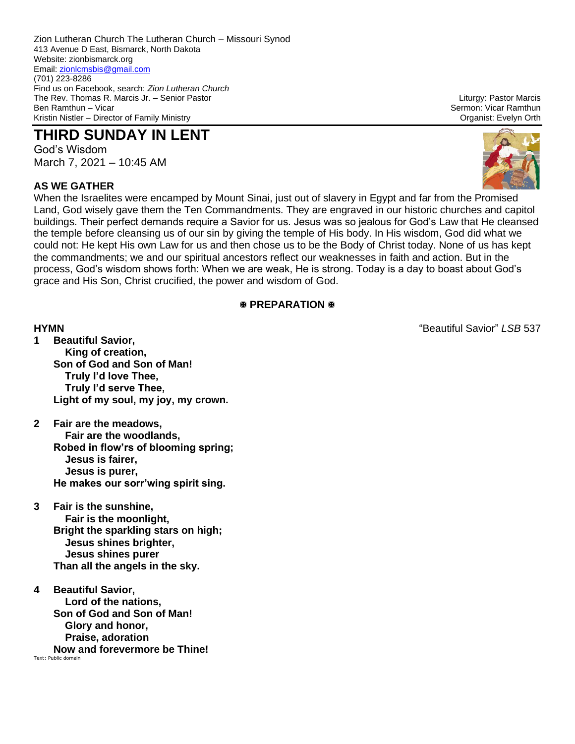Zion Lutheran Church The Lutheran Church – Missouri Synod
413 Avenue D East, Bismarck, North Dakota
Website: zionbismarck.org
Email: zionlcmsbis@gmail.com
(701) 223-8286
Find us on Facebook, search: *Zion Lutheran Church*
The Rev. Thomas R. Marcis Jr. – Senior Pastor
Ben Ramthun – Vicar
Kristin Nistler – Director of Family Ministry

Liturgy: Pastor Marcis
Sermon: Vicar Ramthun
Organist: Evelyn Orth

# THIRD SUNDAY IN LENT

God's Wisdom
March 7, 2021 – 10:45 AM

## AS WE GATHER

When the Israelites were encamped by Mount Sinai, just out of slavery in Egypt and far from the Promised Land, God wisely gave them the Ten Commandments. They are engraved in our historic churches and capitol buildings. Their perfect demands require a Savior for us. Jesus was so jealous for God's Law that He cleansed the temple before cleansing us of our sin by giving the temple of His body. In His wisdom, God did what we could not: He kept His own Law for us and then chose us to be the Body of Christ today. None of us has kept the commandments; we and our spiritual ancestors reflect our weaknesses in faith and action. But in the process, God's wisdom shows forth: When we are weak, He is strong. Today is a day to boast about God's grace and His Son, Christ crucified, the power and wisdom of God.

## ✠ PREPARATION ✠

**HYMN** "Beautiful Savior" *LSB* 537

**1 Beautiful Savior,**
**King of creation,**
**Son of God and Son of Man!**
**Truly I'd love Thee,**
**Truly I'd serve Thee,**
**Light of my soul, my joy, my crown.**

**2 Fair are the meadows,**
**Fair are the woodlands,**
**Robed in flow'rs of blooming spring;**
**Jesus is fairer,**
**Jesus is purer,**
**He makes our sorr'wing spirit sing.**

**3 Fair is the sunshine,**
**Fair is the moonlight,**
**Bright the sparkling stars on high;**
**Jesus shines brighter,**
**Jesus shines purer**
**Than all the angels in the sky.**

**4 Beautiful Savior,**
**Lord of the nations,**
**Son of God and Son of Man!**
**Glory and honor,**
**Praise, adoration**
**Now and forevermore be Thine!**

Text: Public domain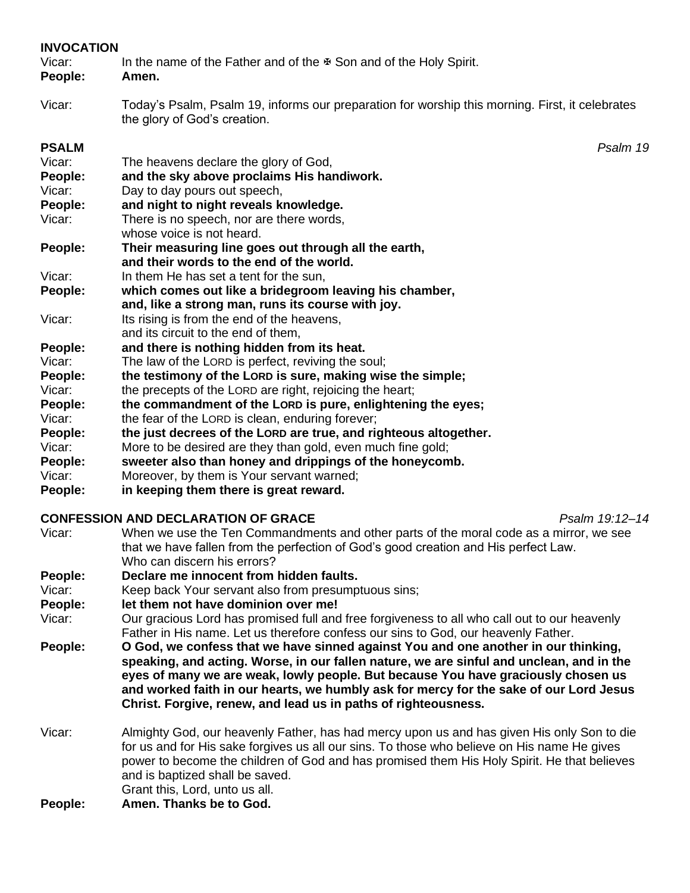## INVOCATION

Vicar: In the name of the Father and of the ✠ Son and of the Holy Spirit.
**People: Amen.**

Vicar: Today's Psalm, Psalm 19, informs our preparation for worship this morning. First, it celebrates the glory of God's creation.

## PSALM *Psalm 19*

Vicar: The heavens declare the glory of God,
**People: and the sky above proclaims His handiwork.**
Vicar: Day to day pours out speech,
**People: and night to night reveals knowledge.**
Vicar: There is no speech, nor are there words,
whose voice is not heard.
**People: Their measuring line goes out through all the earth,**
**and their words to the end of the world.**
Vicar: In them He has set a tent for the sun,
**People: which comes out like a bridegroom leaving his chamber,**
**and, like a strong man, runs its course with joy.**
Vicar: Its rising is from the end of the heavens,
and its circuit to the end of them,
**People: and there is nothing hidden from its heat.**
Vicar: The law of the LORD is perfect, reviving the soul;
**People: the testimony of the LORD is sure, making wise the simple;**
Vicar: the precepts of the LORD are right, rejoicing the heart;
**People: the commandment of the LORD is pure, enlightening the eyes;**
Vicar: the fear of the LORD is clean, enduring forever;
**People: the just decrees of the LORD are true, and righteous altogether.**
Vicar: More to be desired are they than gold, even much fine gold;
**People: sweeter also than honey and drippings of the honeycomb.**
Vicar: Moreover, by them is Your servant warned;
**People: in keeping them there is great reward.**

## CONFESSION AND DECLARATION OF GRACE *Psalm 19:12–14*

Vicar: When we use the Ten Commandments and other parts of the moral code as a mirror, we see that we have fallen from the perfection of God's good creation and His perfect Law.
Who can discern his errors?
**People: Declare me innocent from hidden faults.**
Vicar: Keep back Your servant also from presumptuous sins;
**People: let them not have dominion over me!**
Vicar: Our gracious Lord has promised full and free forgiveness to all who call out to our heavenly Father in His name. Let us therefore confess our sins to God, our heavenly Father.
**People: O God, we confess that we have sinned against You and one another in our thinking, speaking, and acting. Worse, in our fallen nature, we are sinful and unclean, and in the eyes of many we are weak, lowly people. But because You have graciously chosen us and worked faith in our hearts, we humbly ask for mercy for the sake of our Lord Jesus Christ. Forgive, renew, and lead us in paths of righteousness.**

Vicar: Almighty God, our heavenly Father, has had mercy upon us and has given His only Son to die for us and for His sake forgives us all our sins. To those who believe on His name He gives power to become the children of God and has promised them His Holy Spirit. He that believes and is baptized shall be saved.
Grant this, Lord, unto us all.
**People: Amen. Thanks be to God.**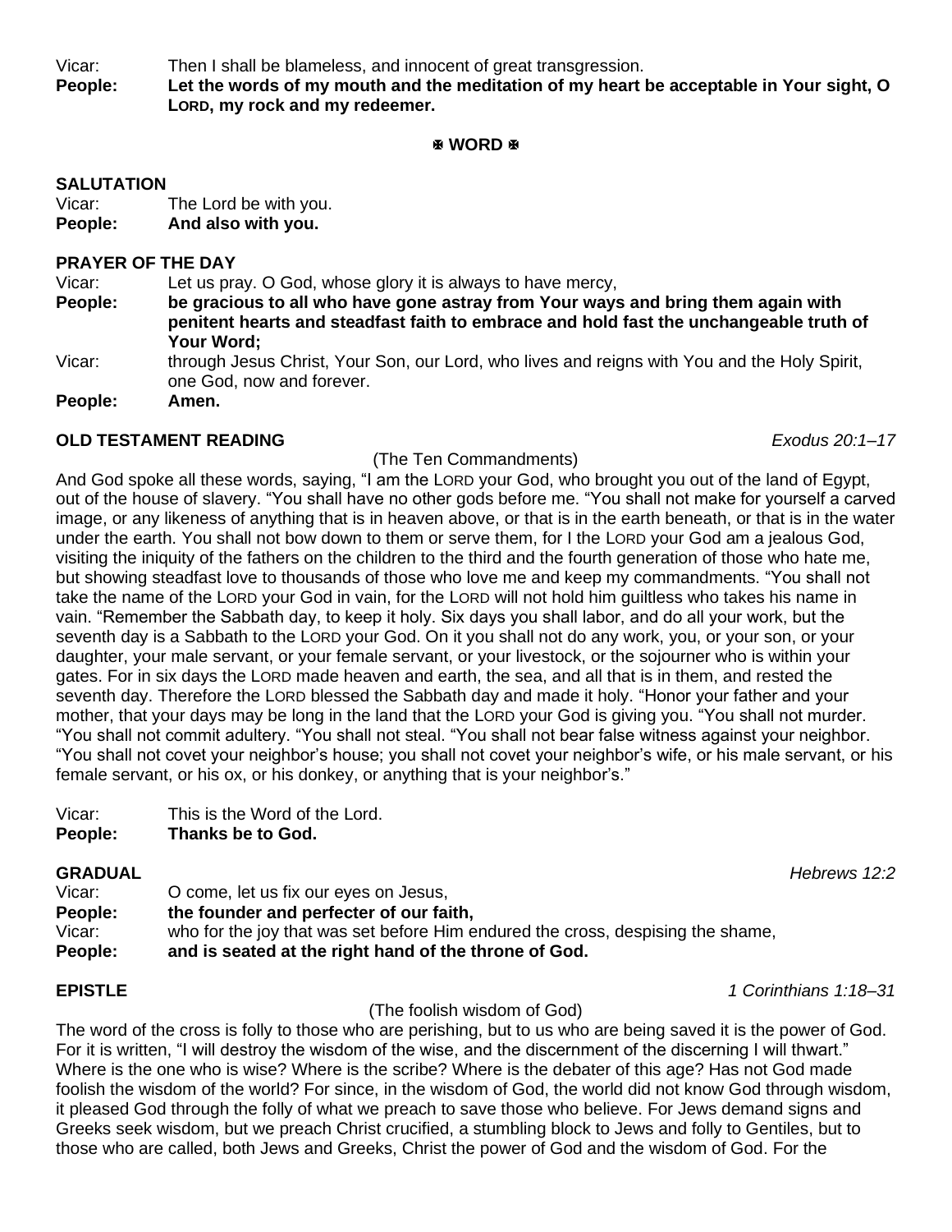Vicar: Then I shall be blameless, and innocent of great transgression.

**People: Let the words of my mouth and the meditation of my heart be acceptable in Your sight, O LORD, my rock and my redeemer.**

**✠ WORD ✠**

**SALUTATION**

Vicar: The Lord be with you.

**People: And also with you.**

**PRAYER OF THE DAY**

Vicar: Let us pray. O God, whose glory it is always to have mercy,

**People: be gracious to all who have gone astray from Your ways and bring them again with penitent hearts and steadfast faith to embrace and hold fast the unchangeable truth of Your Word;**

Vicar: through Jesus Christ, Your Son, our Lord, who lives and reigns with You and the Holy Spirit, one God, now and forever.

**People: Amen.**

**OLD TESTAMENT READING** *Exodus 20:1–17*

(The Ten Commandments)

And God spoke all these words, saying, "I am the LORD your God, who brought you out of the land of Egypt, out of the house of slavery. "You shall have no other gods before me. "You shall not make for yourself a carved image, or any likeness of anything that is in heaven above, or that is in the earth beneath, or that is in the water under the earth. You shall not bow down to them or serve them, for I the LORD your God am a jealous God, visiting the iniquity of the fathers on the children to the third and the fourth generation of those who hate me, but showing steadfast love to thousands of those who love me and keep my commandments. "You shall not take the name of the LORD your God in vain, for the LORD will not hold him guiltless who takes his name in vain. "Remember the Sabbath day, to keep it holy. Six days you shall labor, and do all your work, but the seventh day is a Sabbath to the LORD your God. On it you shall not do any work, you, or your son, or your daughter, your male servant, or your female servant, or your livestock, or the sojourner who is within your gates. For in six days the LORD made heaven and earth, the sea, and all that is in them, and rested the seventh day. Therefore the LORD blessed the Sabbath day and made it holy. "Honor your father and your mother, that your days may be long in the land that the LORD your God is giving you. "You shall not murder. "You shall not commit adultery. "You shall not steal. "You shall not bear false witness against your neighbor. "You shall not covet your neighbor's house; you shall not covet your neighbor's wife, or his male servant, or his female servant, or his ox, or his donkey, or anything that is your neighbor's."

Vicar: This is the Word of the Lord.

**People: Thanks be to God.**

**GRADUAL** *Hebrews 12:2*

Vicar: O come, let us fix our eyes on Jesus,

**People: the founder and perfecter of our faith,**

Vicar: who for the joy that was set before Him endured the cross, despising the shame,

**People: and is seated at the right hand of the throne of God.**

**EPISTLE** *1 Corinthians 1:18–31*

(The foolish wisdom of God)

The word of the cross is folly to those who are perishing, but to us who are being saved it is the power of God. For it is written, "I will destroy the wisdom of the wise, and the discernment of the discerning I will thwart." Where is the one who is wise? Where is the scribe? Where is the debater of this age? Has not God made foolish the wisdom of the world? For since, in the wisdom of God, the world did not know God through wisdom, it pleased God through the folly of what we preach to save those who believe. For Jews demand signs and Greeks seek wisdom, but we preach Christ crucified, a stumbling block to Jews and folly to Gentiles, but to those who are called, both Jews and Greeks, Christ the power of God and the wisdom of God. For the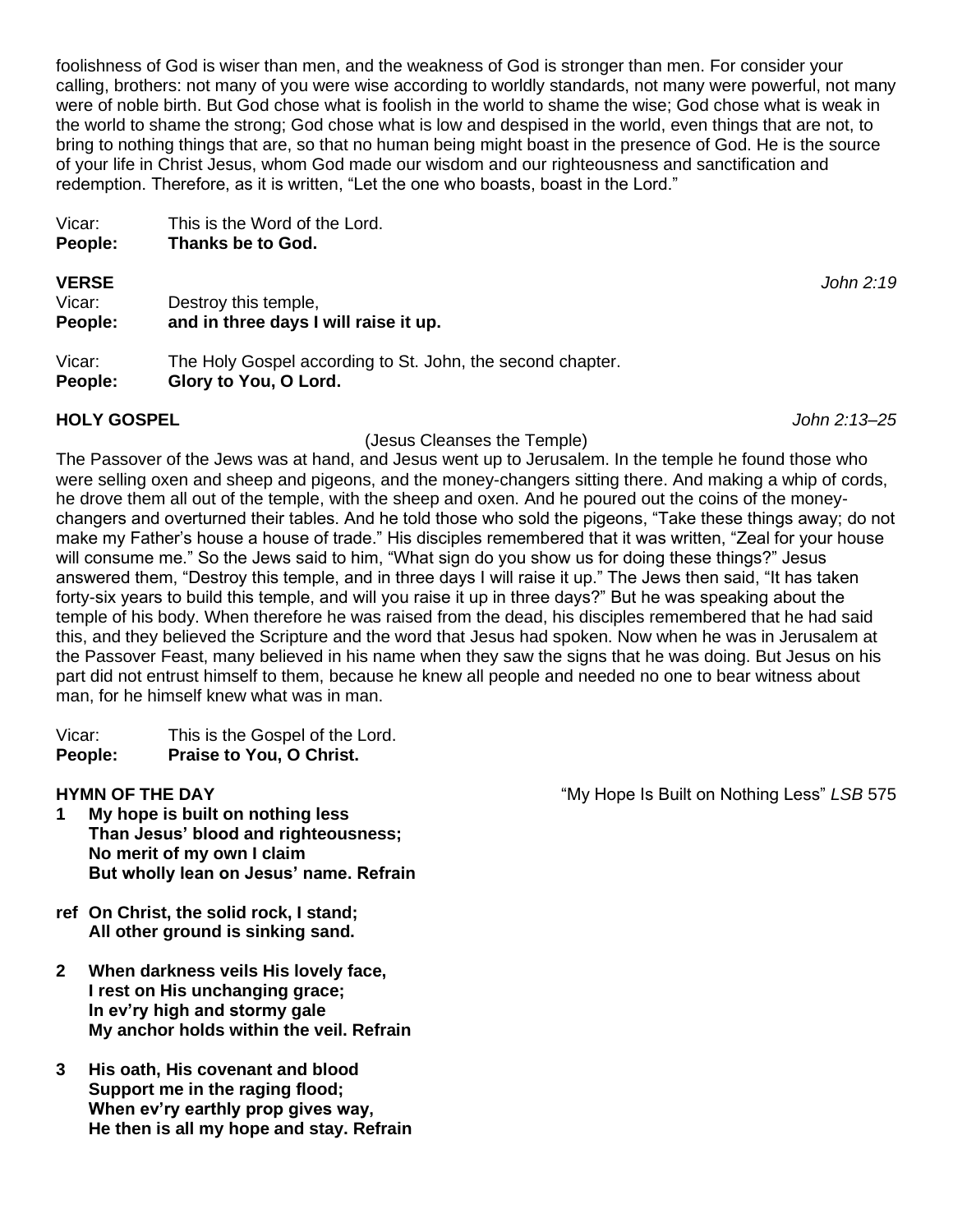foolishness of God is wiser than men, and the weakness of God is stronger than men. For consider your calling, brothers: not many of you were wise according to worldly standards, not many were powerful, not many were of noble birth. But God chose what is foolish in the world to shame the wise; God chose what is weak in the world to shame the strong; God chose what is low and despised in the world, even things that are not, to bring to nothing things that are, so that no human being might boast in the presence of God. He is the source of your life in Christ Jesus, whom God made our wisdom and our righteousness and sanctification and redemption. Therefore, as it is written, "Let the one who boasts, boast in the Lord."

Vicar: This is the Word of the Lord.
**People: Thanks be to God.**

**VERSE** *John 2:19*

Vicar: Destroy this temple,
**People: and in three days I will raise it up.**

Vicar: The Holy Gospel according to St. John, the second chapter.
**People: Glory to You, O Lord.**

**HOLY GOSPEL** *John 2:13–25*

(Jesus Cleanses the Temple)

The Passover of the Jews was at hand, and Jesus went up to Jerusalem. In the temple he found those who were selling oxen and sheep and pigeons, and the money-changers sitting there. And making a whip of cords, he drove them all out of the temple, with the sheep and oxen. And he poured out the coins of the money-changers and overturned their tables. And he told those who sold the pigeons, "Take these things away; do not make my Father's house a house of trade." His disciples remembered that it was written, "Zeal for your house will consume me." So the Jews said to him, "What sign do you show us for doing these things?" Jesus answered them, "Destroy this temple, and in three days I will raise it up." The Jews then said, "It has taken forty-six years to build this temple, and will you raise it up in three days?" But he was speaking about the temple of his body. When therefore he was raised from the dead, his disciples remembered that he had said this, and they believed the Scripture and the word that Jesus had spoken. Now when he was in Jerusalem at the Passover Feast, many believed in his name when they saw the signs that he was doing. But Jesus on his part did not entrust himself to them, because he knew all people and needed no one to bear witness about man, for he himself knew what was in man.

Vicar: This is the Gospel of the Lord.
**People: Praise to You, O Christ.**

**HYMN OF THE DAY** "My Hope Is Built on Nothing Less" *LSB* 575

**1 My hope is built on nothing less**
**Than Jesus' blood and righteousness;**
**No merit of my own I claim**
**But wholly lean on Jesus' name. Refrain**

**ref On Christ, the solid rock, I stand;**
**All other ground is sinking sand.**

**2 When darkness veils His lovely face,**
**I rest on His unchanging grace;**
**In ev'ry high and stormy gale**
**My anchor holds within the veil. Refrain**

**3 His oath, His covenant and blood**
**Support me in the raging flood;**
**When ev'ry earthly prop gives way,**
**He then is all my hope and stay. Refrain**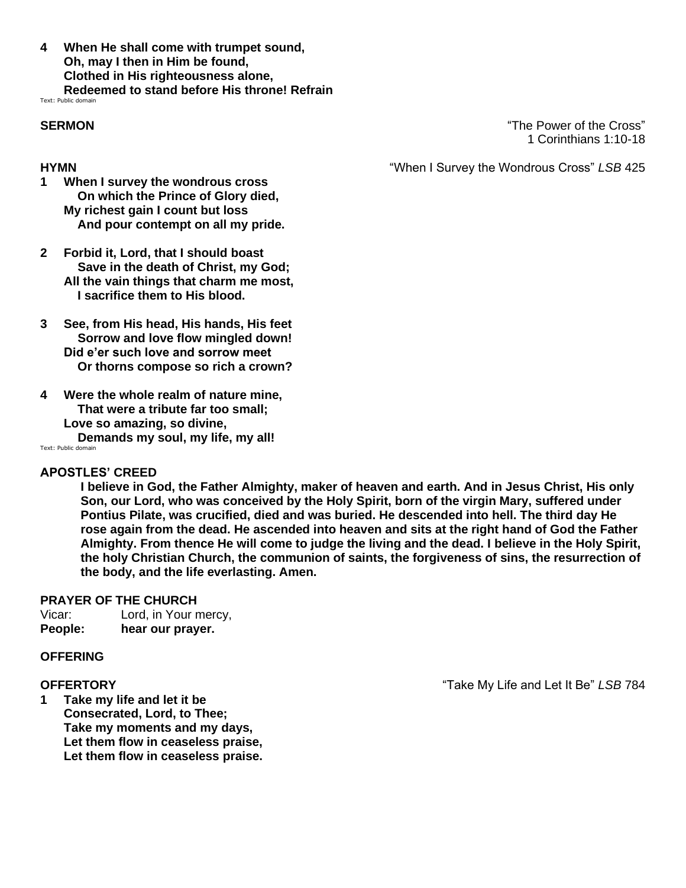**4 When He shall come with trumpet sound,**
**Oh, may I then in Him be found,**
**Clothed in His righteousness alone,**
**Redeemed to stand before His throne! Refrain**

Text: Public domain

**SERMON** "The Power of the Cross"
1 Corinthians 1:10-18

**HYMN** "When I Survey the Wondrous Cross" *LSB* 425

**1 When I survey the wondrous cross**
**On which the Prince of Glory died,**
**My richest gain I count but loss**
**And pour contempt on all my pride.**

**2 Forbid it, Lord, that I should boast**
**Save in the death of Christ, my God;**
**All the vain things that charm me most,**
**I sacrifice them to His blood.**

**3 See, from His head, His hands, His feet**
**Sorrow and love flow mingled down!**
**Did e'er such love and sorrow meet**
**Or thorns compose so rich a crown?**

**4 Were the whole realm of nature mine,**
**That were a tribute far too small;**
**Love so amazing, so divine,**
**Demands my soul, my life, my all!**

Text: Public domain

**APOSTLES' CREED**

**I believe in God, the Father Almighty, maker of heaven and earth. And in Jesus Christ, His only Son, our Lord, who was conceived by the Holy Spirit, born of the virgin Mary, suffered under Pontius Pilate, was crucified, died and was buried. He descended into hell. The third day He rose again from the dead. He ascended into heaven and sits at the right hand of God the Father Almighty. From thence He will come to judge the living and the dead. I believe in the Holy Spirit, the holy Christian Church, the communion of saints, the forgiveness of sins, the resurrection of the body, and the life everlasting. Amen.**

**PRAYER OF THE CHURCH**

Vicar: Lord, in Your mercy,
**People: hear our prayer.**

**OFFERING**

**OFFERTORY** "Take My Life and Let It Be" *LSB* 784

**1 Take my life and let it be**
**Consecrated, Lord, to Thee;**
**Take my moments and my days,**
**Let them flow in ceaseless praise,**
**Let them flow in ceaseless praise.**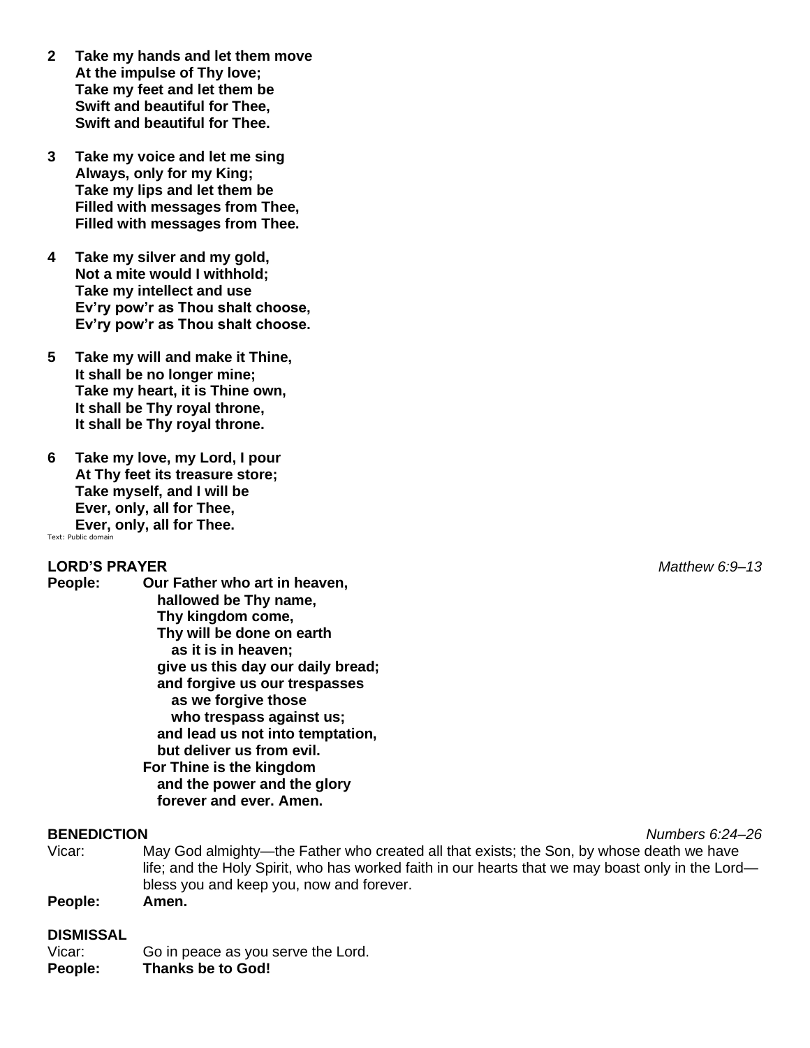**2** **Take my hands and let them move**
**At the impulse of Thy love;**
**Take my feet and let them be**
**Swift and beautiful for Thee,**
**Swift and beautiful for Thee.**

**3** **Take my voice and let me sing**
**Always, only for my King;**
**Take my lips and let them be**
**Filled with messages from Thee,**
**Filled with messages from Thee.**

**4** **Take my silver and my gold,**
**Not a mite would I withhold;**
**Take my intellect and use**
**Ev'ry pow'r as Thou shalt choose,**
**Ev'ry pow'r as Thou shalt choose.**

**5** **Take my will and make it Thine,**
**It shall be no longer mine;**
**Take my heart, it is Thine own,**
**It shall be Thy royal throne,**
**It shall be Thy royal throne.**

**6** **Take my love, my Lord, I pour**
**At Thy feet its treasure store;**
**Take myself, and I will be**
**Ever, only, all for Thee,**
**Ever, only, all for Thee.**

Text: Public domain

**LORD'S PRAYER** *Matthew 6:9–13*

**People:** **Our Father who art in heaven,**
**hallowed be Thy name,**
**Thy kingdom come,**
**Thy will be done on earth**
**as it is in heaven;**
**give us this day our daily bread;**
**and forgive us our trespasses**
**as we forgive those**
**who trespass against us;**
**and lead us not into temptation,**
**but deliver us from evil.**
**For Thine is the kingdom**
**and the power and the glory**
**forever and ever. Amen.**

**BENEDICTION** *Numbers 6:24–26*

Vicar: May God almighty—the Father who created all that exists; the Son, by whose death we have life; and the Holy Spirit, who has worked faith in our hearts that we may boast only in the Lord—bless you and keep you, now and forever.

**People:** **Amen.**

**DISMISSAL**

Vicar: Go in peace as you serve the Lord.

**People:** **Thanks be to God!**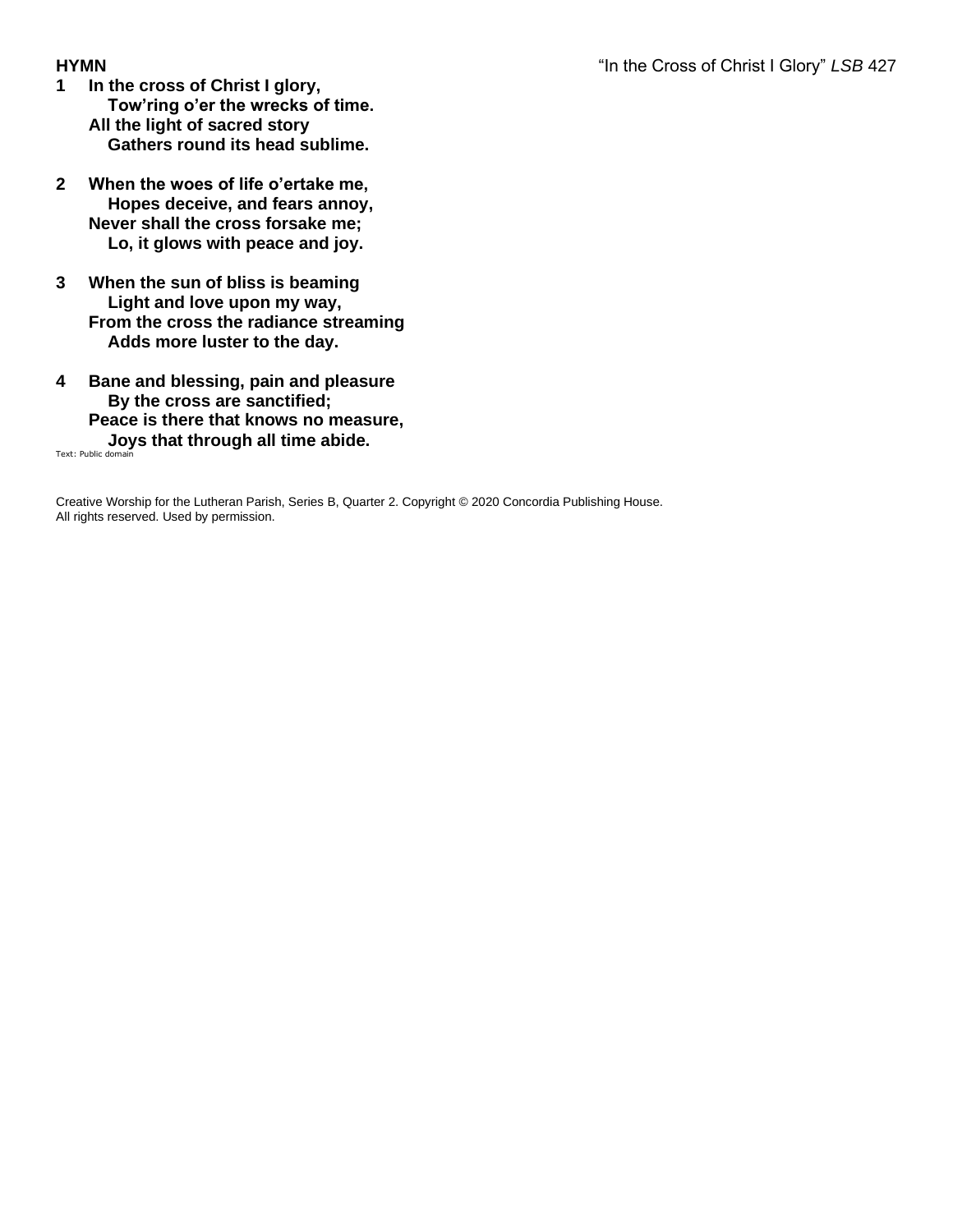**HYMN** "In the Cross of Christ I Glory" *LSB* 427

**1 In the cross of Christ I glory,**
**Tow'ring o'er the wrecks of time.**
**All the light of sacred story**
**Gathers round its head sublime.**

**2 When the woes of life o'ertake me,**
**Hopes deceive, and fears annoy,**
**Never shall the cross forsake me;**
**Lo, it glows with peace and joy.**

**3 When the sun of bliss is beaming**
**Light and love upon my way,**
**From the cross the radiance streaming**
**Adds more luster to the day.**

**4 Bane and blessing, pain and pleasure**
**By the cross are sanctified;**
**Peace is there that knows no measure,**
**Joys that through all time abide.**

Text: Public domain

Creative Worship for the Lutheran Parish, Series B, Quarter 2. Copyright © 2020 Concordia Publishing House. All rights reserved. Used by permission.